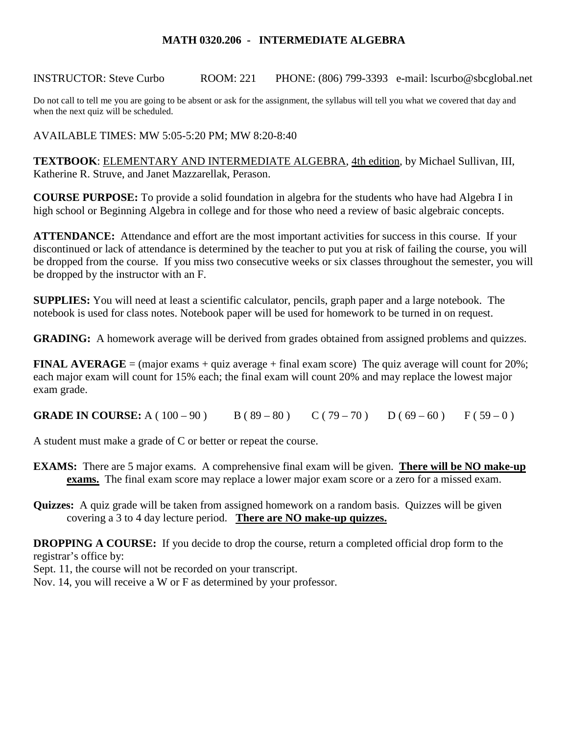# MATH 0320.206 - INTERMEDIATE ALGEBRA

INSTRUCTOR: Steve Curbo ROOM: 221 PHONE: (806) 799-3393 e-mail: lscurbo@sbcglobal.net

Do not call to tell me you are going to be absent or ask for the assignment, the syllabus will tell you what we covered that day and when the next quiz will be scheduled.

AVAILABLE TIMES: MW 5:05-5:20 PM; MW 8:20-8:40

**TEXTBOOK**: ELEMENTARY AND INTERMEDIATE ALGEBRA, 4th edition, by Michael Sullivan, III, Katherine R. Struve, and Janet Mazzarellak, Perason.

**COURSE PURPOSE:** To provide a solid foundation in algebra for the students who have had Algebra I in high school or Beginning Algebra in college and for those who need a review of basic algebraic concepts.

**ATTENDANCE:** Attendance and effort are the most important activities for success in this course. If your discontinued or lack of attendance is determined by the teacher to put you at risk of failing the course, you will be dropped from the course. If you miss two consecutive weeks or six classes throughout the semester, you will be dropped by the instructor with an F.

**SUPPLIES:** You will need at least a scientific calculator, pencils, graph paper and a large notebook. The notebook is used for class notes. Notebook paper will be used for homework to be turned in on request.

**GRADING:** A homework average will be derived from grades obtained from assigned problems and quizzes.

**FINAL AVERAGE** = (major exams + quiz average + final exam score) The quiz average will count for 20%; each major exam will count for 15% each; the final exam will count 20% and may replace the lowest major exam grade.

**GRADE IN COURSE:** A ( 100 – 90 ) B ( 89 – 80 ) C ( 79 – 70 ) D ( 69 – 60 ) F ( 59 – 0 )

A student must make a grade of C or better or repeat the course.

**EXAMS:** There are 5 major exams. A comprehensive final exam will be given. **There will be NO make-up exams.** The final exam score may replace a lower major exam score or a zero for a missed exam.

**Quizzes:** A quiz grade will be taken from assigned homework on a random basis. Quizzes will be given covering a 3 to 4 day lecture period. **There are NO make-up quizzes.**

**DROPPING A COURSE:** If you decide to drop the course, return a completed official drop form to the registrar's office by:

Sept. 11, the course will not be recorded on your transcript.

Nov. 14, you will receive a W or F as determined by your professor.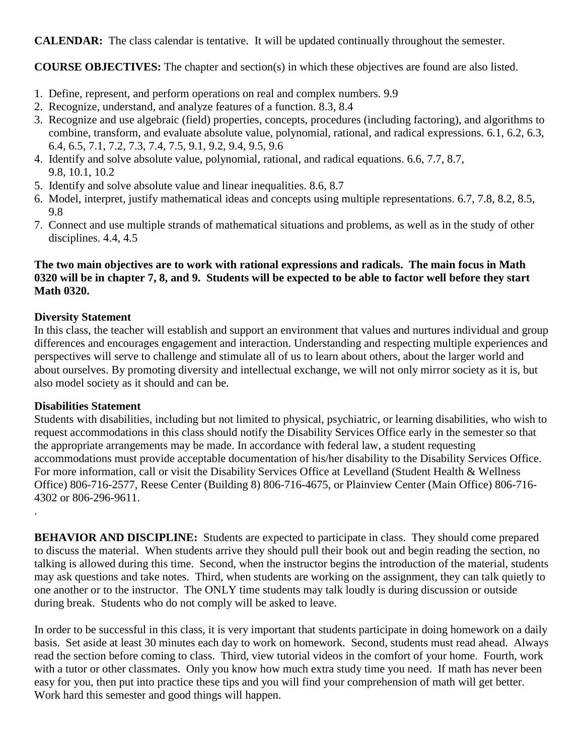**CALENDAR:** The class calendar is tentative. It will be updated continually throughout the semester.

**COURSE OBJECTIVES:** The chapter and section(s) in which these objectives are found are also listed.

1. Define, represent, and perform operations on real and complex numbers. 9.9
2. Recognize, understand, and analyze features of a function. 8.3, 8.4
3. Recognize and use algebraic (field) properties, concepts, procedures (including factoring), and algorithms to combine, transform, and evaluate absolute value, polynomial, rational, and radical expressions. 6.1, 6.2, 6.3, 6.4, 6.5, 7.1, 7.2, 7.3, 7.4, 7.5, 9.1, 9.2, 9.4, 9.5, 9.6
4. Identify and solve absolute value, polynomial, rational, and radical equations. 6.6, 7.7, 8.7, 9.8, 10.1, 10.2
5. Identify and solve absolute value and linear inequalities. 8.6, 8.7
6. Model, interpret, justify mathematical ideas and concepts using multiple representations. 6.7, 7.8, 8.2, 8.5, 9.8
7. Connect and use multiple strands of mathematical situations and problems, as well as in the study of other disciplines. 4.4, 4.5

**The two main objectives are to work with rational expressions and radicals. The main focus in Math 0320 will be in chapter 7, 8, and 9. Students will be expected to be able to factor well before they start Math 0320.**

**Diversity Statement**

In this class, the teacher will establish and support an environment that values and nurtures individual and group differences and encourages engagement and interaction. Understanding and respecting multiple experiences and perspectives will serve to challenge and stimulate all of us to learn about others, about the larger world and about ourselves. By promoting diversity and intellectual exchange, we will not only mirror society as it is, but also model society as it should and can be.

**Disabilities Statement**

Students with disabilities, including but not limited to physical, psychiatric, or learning disabilities, who wish to request accommodations in this class should notify the Disability Services Office early in the semester so that the appropriate arrangements may be made. In accordance with federal law, a student requesting accommodations must provide acceptable documentation of his/her disability to the Disability Services Office. For more information, call or visit the Disability Services Office at Levelland (Student Health & Wellness Office) 806-716-2577, Reese Center (Building 8) 806-716-4675, or Plainview Center (Main Office) 806-716-4302 or 806-296-9611.

.

**BEHAVIOR AND DISCIPLINE:** Students are expected to participate in class. They should come prepared to discuss the material. When students arrive they should pull their book out and begin reading the section, no talking is allowed during this time. Second, when the instructor begins the introduction of the material, students may ask questions and take notes. Third, when students are working on the assignment, they can talk quietly to one another or to the instructor. The ONLY time students may talk loudly is during discussion or outside during break. Students who do not comply will be asked to leave.

In order to be successful in this class, it is very important that students participate in doing homework on a daily basis. Set aside at least 30 minutes each day to work on homework. Second, students must read ahead. Always read the section before coming to class. Third, view tutorial videos in the comfort of your home. Fourth, work with a tutor or other classmates. Only you know how much extra study time you need. If math has never been easy for you, then put into practice these tips and you will find your comprehension of math will get better. Work hard this semester and good things will happen.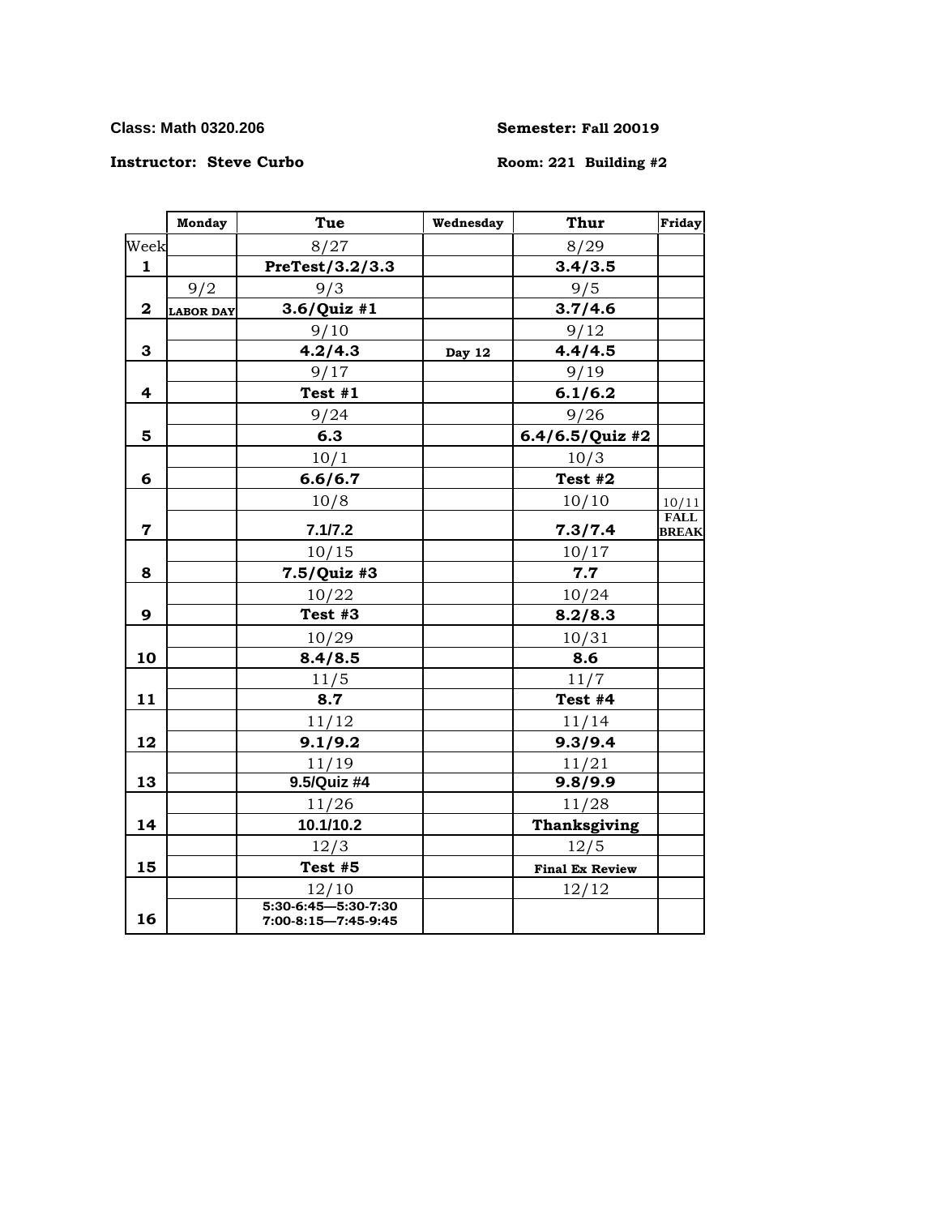**Class: Math 0320.206** **Semester: Fall 20019**

**Instructor: Steve Curbo** **Room: 221 Building #2**

| | Monday | Tue | Wednesday | Thur | Friday |
|---|---|---|---|---|---|
| Week | | 8/27 | | 8/29 | |
| **1** | | **PreTest/3.2/3.3** | | **3.4/3.5** | |
| | 9/2 | 9/3 | | 9/5 | |
| **2** | **LABOR DAY** | **3.6/Quiz #1** | | **3.7/4.6** | |
| | | 9/10 | | 9/12 | |
| **3** | | **4.2/4.3** | **Day 12** | **4.4/4.5** | |
| | | 9/17 | | 9/19 | |
| **4** | | **Test #1** | | **6.1/6.2** | |
| | | 9/24 | | 9/26 | |
| **5** | | **6.3** | | **6.4/6.5/Quiz #2** | |
| | | 10/1 | | 10/3 | |
| **6** | | **6.6/6.7** | | **Test #2** | |
| | | 10/8 | | 10/10 | 10/11 |
| **7** | | **7.1/7.2** | | **7.3/7.4** | **FALL BREAK** |
| | | 10/15 | | 10/17 | |
| **8** | | **7.5/Quiz #3** | | **7.7** | |
| | | 10/22 | | 10/24 | |
| **9** | | **Test #3** | | **8.2/8.3** | |
| | | 10/29 | | 10/31 | |
| **10** | | **8.4/8.5** | | **8.6** | |
| | | 11/5 | | 11/7 | |
| **11** | | **8.7** | | **Test #4** | |
| | | 11/12 | | 11/14 | |
| **12** | | **9.1/9.2** | | **9.3/9.4** | |
| | | 11/19 | | 11/21 | |
| **13** | | **9.5/Quiz #4** | | **9.8/9.9** | |
| | | 11/26 | | 11/28 | |
| **14** | | **10.1/10.2** | | **Thanksgiving** | |
| | | 12/3 | | 12/5 | |
| **15** | | **Test #5** | | **Final Ex Review** | |
| | | 12/10 | | 12/12 | |
| **16** | | **5:30-6:45—5:30-7:30 7:00-8:15—7:45-9:45** | | | |